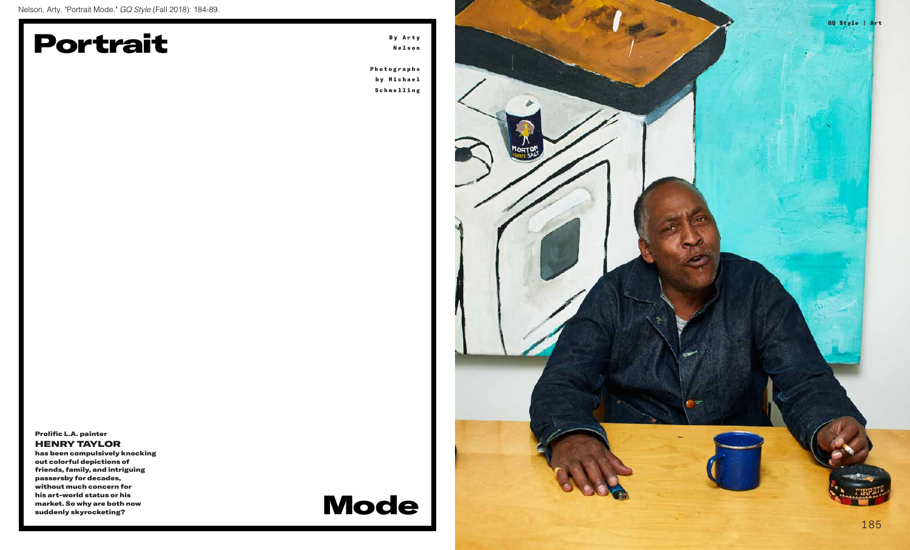Nelson, Arty. "Portrait Mode." *GQ Style* (Fall 2018): 184-89.

# Portrait Mode

By Arty Nelson

Photographs by Michael Schmelling

**Prolific L.A. painter HENRY TAYLOR has been compulsively knocking out colorful depictions of friends, family, and intriguing passersby for decades, without much concern for his art-world status or his market. So why are both now suddenly skyrocketing?**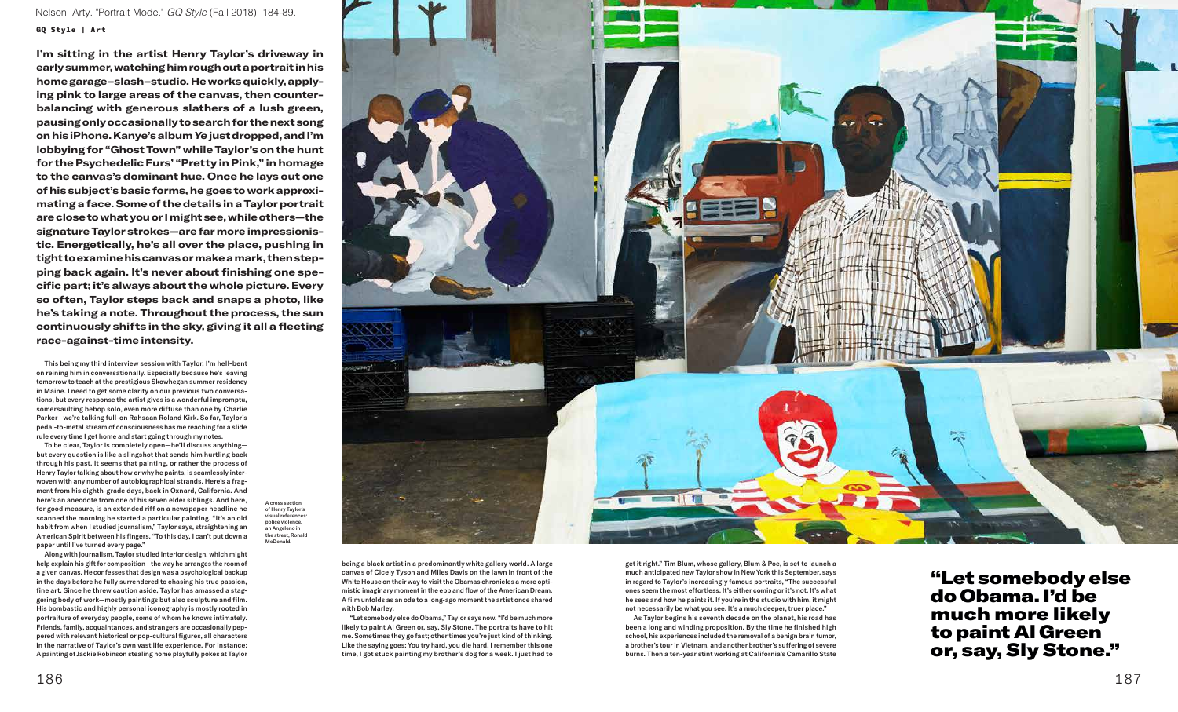Nelson, Arty. "Portrait Mode." *GQ Style* (Fall 2018): 184-89.

**GQ Style | Art**

**I'm sitting in the artist Henry Taylor's driveway in early summer, watching him rough out a portrait in his home garage–slash–studio. He works quickly, applying pink to large areas of the canvas, then counterbalancing with generous slathers of a lush green, pausing only occasionally to search for the next song on his iPhone. Kanye's album *Ye* just dropped, and I'm lobbying for "Ghost Town" while Taylor's on the hunt for the Psychedelic Furs' "Pretty in Pink," in homage to the canvas's dominant hue. Once he lays out one of his subject's basic forms, he goes to work approximating a face. Some of the details in a Taylor portrait are close to what you or I might see, while others—the signature Taylor strokes—are far more impressionistic. Energetically, he's all over the place, pushing in tight to examine his canvas or make a mark, then stepping back again. It's never about finishing one specific part; it's always about the whole picture. Every so often, Taylor steps back and snaps a photo, like he's taking a note. Throughout the process, the sun continuously shifts in the sky, giving it all a fleeting race-against-time intensity.**

This being my third interview session with Taylor, I'm hell-bent on reining him in conversationally. Especially because he's leaving tomorrow to teach at the prestigious Skowhegan summer residency in Maine. I need to get some clarity on our previous two conversations, but every response the artist gives is a wonderful impromptu, somersaulting bebop solo, even more diffuse than one by Charlie Parker—we're talking full-on Rahsaan Roland Kirk. So far, Taylor's pedal-to-metal stream of consciousness has me reaching for a slide rule every time I get home and start going through my notes.

To be clear, Taylor is completely open—he'll discuss anything—but every question is like a slingshot that sends him hurtling back through his past. It seems that painting, or rather the process of Henry Taylor talking about how or why he paints, is seamlessly interwoven with any number of autobiographical strands. Here's a fragment from his eighth-grade days, back in Oxnard, California. And here's an anecdote from one of his seven elder siblings. And here, for good measure, is an extended riff on a newspaper headline he scanned the morning he started a particular painting. "It's an old habit from when I studied journalism," Taylor says, straightening an American Spirit between his fingers. "To this day, I can't put down a paper until I've turned every page."

Along with journalism, Taylor studied interior design, which might help explain his gift for composition—the way he arranges the room of a given canvas. He confesses that design was a psychological backup in the days before he fully surrendered to chasing his true passion, fine art. Since he threw caution aside, Taylor has amassed a staggering body of work—mostly paintings but also sculpture and film. His bombastic and highly personal iconography is mostly rooted in portraiture of everyday people, some of whom he knows intimately. Friends, family, acquaintances, and strangers are occasionally peppered with relevant historical or pop-cultural figures, all characters in the narrative of Taylor's own vast life experience. For instance: A painting of Jackie Robinson stealing home playfully pokes at Taylor being a black artist in a predominantly white gallery world. A large canvas of Cicely Tyson and Miles Davis on the lawn in front of the White House on their way to visit the Obamas chronicles a more optimistic imaginary moment in the ebb and flow of the American Dream. A film unfolds as an ode to a long-ago moment the artist once shared with Bob Marley.

A cross section of Henry Taylor's visual references: police violence, an Angeleno in the street, Ronald McDonald.

"Let somebody else do Obama," Taylor says now. "I'd be much more likely to paint Al Green or, say, Sly Stone. The portraits have to hit me. Sometimes they go fast; other times you're just kind of thinking. Like the saying goes: You try hard, you die hard. I remember this one time, I got stuck painting my brother's dog for a week. I just had to get it right." Tim Blum, whose gallery, Blum & Poe, is set to launch a much anticipated new Taylor show in New York this September, says in regard to Taylor's increasingly famous portraits, "The successful ones seem the most effortless. It's either coming or it's not. It's what he sees and how he paints it. If you're in the studio with him, it might not necessarily be what you see. It's a much deeper, truer place."

As Taylor begins his seventh decade on the planet, his road has been a long and winding proposition. By the time he finished high school, his experiences included the removal of a benign brain tumor, a brother's tour in Vietnam, and another brother's suffering of severe burns. Then a ten-year stint working at California's Camarillo State

## "Let somebody else do Obama. I'd be much more likely to paint Al Green or, say, Sly Stone."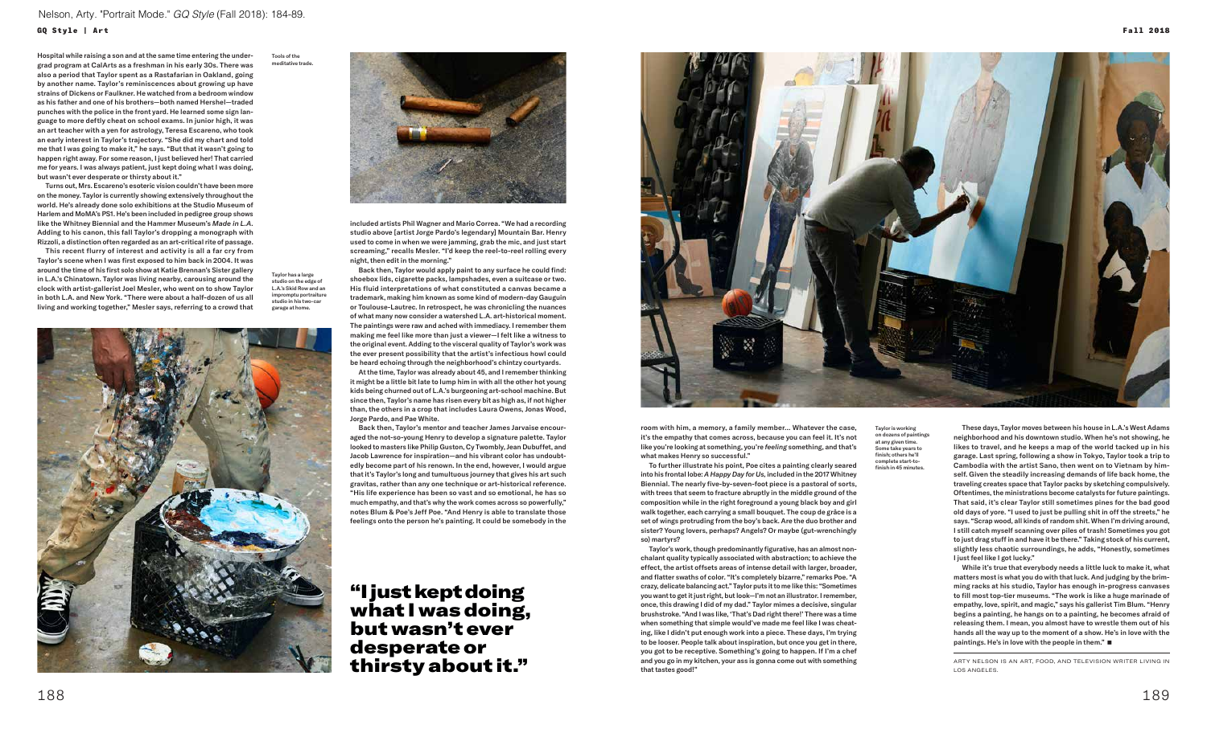Nelson, Arty. "Portrait Mode." *GQ Style* (Fall 2018): 184-89.

Hospital while raising a son and at the same time entering the undergrad program at CalArts as a freshman in his early 30s. There was also a period that Taylor spent as a Rastafarian in Oakland, going by another name. Taylor's reminiscences about growing up have strains of Dickens or Faulkner. He watched from a bedroom window as his father and one of his brothers—both named Hershel—traded punches with the police in the front yard. He learned some sign language to more deftly cheat on school exams. In junior high, it was an art teacher with a yen for astrology, Teresa Escareno, who took an early interest in Taylor's trajectory. "She did my chart and told me that I was going to make it," he says. "But that it wasn't going to happen right away. For some reason, I just believed her! That carried me for years. I was always patient, just kept doing what I was doing, but wasn't ever desperate or thirsty about it."

Turns out, Mrs. Escareno's esoteric vision couldn't have been more on the money. Taylor is currently showing extensively throughout the world. He's already done solo exhibitions at the Studio Museum of Harlem and MoMA's PS1. He's been included in pedigree group shows like the Whitney Biennial and the Hammer Museum's *Made in L.A.* Adding to his canon, this fall Taylor's dropping a monograph with Rizzoli, a distinction often regarded as an art-critical rite of passage.

This recent flurry of interest and activity is all a far cry from Taylor's scene when I was first exposed to him back in 2004. It was around the time of his first solo show at Katie Brennan's Sister gallery in L.A.'s Chinatown. Taylor was living nearby, carousing around the clock with artist-gallerist Joel Mesler, who went on to show Taylor in both L.A. and New York. "There were about a half-dozen of us all living and working together," Mesler says, referring to a crowd that included artists Phil Wagner and Mario Correa. "We had a recording studio above [artist Jorge Pardo's legendary] Mountain Bar. Henry used to come in when we were jamming, grab the mic, and just start screaming," recalls Mesler. "I'd keep the reel-to-reel rolling every night, then edit in the morning."

Tools of the meditative trade.

Taylor has a large studio on the edge of L.A.'s Skid Row and an impromptu portraiture studio in his two-car garage at home.

Back then, Taylor would apply paint to any surface he could find: shoebox lids, cigarette packs, lampshades, even a suitcase or two. His fluid interpretations of what constituted a canvas became a trademark, making him known as some kind of modern-day Gauguin or Toulouse-Lautrec. In retrospect, he was chronicling the nuances of what many now consider a watershed L.A. art-historical moment. The paintings were raw and ached with immediacy. I remember them making me feel like more than just a viewer—I felt like a witness to the original event. Adding to the visceral quality of Taylor's work was the ever present possibility that the artist's infectious howl could be heard echoing through the neighborhood's chintzy courtyards.

At the time, Taylor was already about 45, and I remember thinking it might be a little bit late to lump him in with all the other hot young kids being churned out of L.A.'s burgeoning art-school machine. But since then, Taylor's name has risen every bit as high as, if not higher than, the others in a crop that includes Laura Owens, Jonas Wood, Jorge Pardo, and Pae White.

Back then, Taylor's mentor and teacher James Jarvaise encouraged the not-so-young Henry to develop a signature palette. Taylor looked to masters like Philip Guston, Cy Twombly, Jean Dubuffet, and Jacob Lawrence for inspiration—and his vibrant color has undoubtedly become part of his renown. In the end, however, I would argue that it's Taylor's long and tumultuous journey that gives his art such gravitas, rather than any one technique or art-historical reference. "His life experience has been so vast and so emotional, he has so much empathy, and that's why the work comes across so powerfully," notes Blum & Poe's Jeff Poe. "And Henry is able to translate those feelings onto the person he's painting. It could be somebody in the room with him, a memory, a family member... Whatever the case, it's the empathy that comes across, because you can feel it. It's not like you're looking at something, you're *feeling* something, and that's what makes Henry so successful."

## "I just kept doing what I was doing, but wasn't ever desperate or thirsty about it."

To further illustrate his point, Poe cites a painting clearly seared into his frontal lobe: *A Happy Day for Us*, included in the 2017 Whitney Biennial. The nearly five-by-seven-foot piece is a pastoral of sorts, with trees that seem to fracture abruptly in the middle ground of the composition while in the right foreground a young black boy and girl walk together, each carrying a small bouquet. The coup de grâce is a set of wings protruding from the boy's back. Are the duo brother and sister? Young lovers, perhaps? Angels? Or maybe (gut-wrenchingly so) martyrs?

Taylor's work, though predominantly figurative, has an almost nonchalant quality typically associated with abstraction; to achieve the effect, the artist offsets areas of intense detail with larger, broader, and flatter swaths of color. "It's completely bizarre," remarks Poe. "A crazy, delicate balancing act." Taylor puts it to me like this: "Sometimes you want to get it just right, but look—I'm not an illustrator. I remember, once, this drawing I did of my dad." Taylor mimes a decisive, singular brushstroke. "And I was like, 'That's Dad right there!' There was a time when something that simple would've made me feel like I was cheating, like I didn't put enough work into a piece. These days, I'm trying to be looser. People talk about inspiration, but once you get in there, you got to be receptive. Something's going to happen. If I'm a chef and you go in my kitchen, your ass is gonna come out with something that tastes good!"

Taylor is working on dozens of paintings at any given time. Some take years to finish; others he'll complete start-to-finish in 45 minutes.

These days, Taylor moves between his house in L.A.'s West Adams neighborhood and his downtown studio. When he's not showing, he likes to travel, and he keeps a map of the world tacked up in his garage. Last spring, following a show in Tokyo, Taylor took a trip to Cambodia with the artist Sano, then went on to Vietnam by himself. Given the steadily increasing demands of life back home, the traveling creates space that Taylor packs by sketching compulsively. Oftentimes, the ministrations become catalysts for future paintings. That said, it's clear Taylor still sometimes pines for the bad good old days of yore. "I used to just be pulling shit in off the streets," he says. "Scrap wood, all kinds of random shit. When I'm driving around, I still catch myself scanning over piles of trash! Sometimes you got to just drag stuff in and have it be there." Taking stock of his current, slightly less chaotic surroundings, he adds, "Honestly, sometimes I just feel like I got lucky."

While it's true that everybody needs a little luck to make it, what matters most is what you do with that luck. And judging by the brimming racks at his studio, Taylor has enough in-progress canvases to fill most top-tier museums. "The work is like a huge marinade of empathy, love, spirit, and magic," says his gallerist Tim Blum. "Henry begins a painting, he hangs on to a painting, he becomes afraid of releasing them. I mean, you almost have to wrestle them out of his hands all the way up to the moment of a show. He's in love with the paintings. He's in love with the people in them." ■

ARTY NELSON IS AN ART, FOOD, AND TELEVISION WRITER LIVING IN LOS ANGELES.